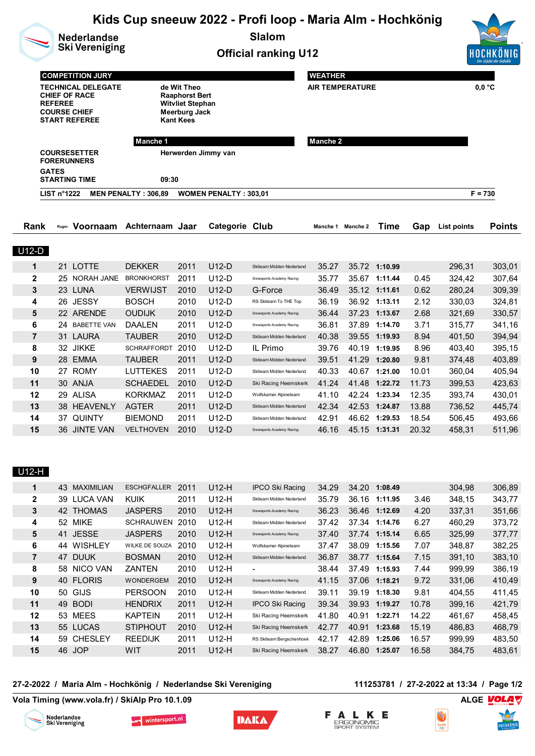# Kids Cup sneeuw 2022 - Profi loop - Maria Alm - Hochkönig

Nederlandse Ski Vereniging

## Slalom

## Official ranking U12

| COMPETITION JURY | |
|---|---|
| TECHNICAL DELEGATE | de Wit Theo |
| CHIEF OF RACE | Raaphorst Bert |
| REFEREE | Witvliet Stephan |
| COURSE CHIEF | Meerburg Jack |
| START REFEREE | Kant Kees |

| WEATHER | |
|---|---|
| AIR TEMPERATURE | 0,0 °C |

| | Manche 1 | Manche 2 |
|---|---|---|
| COURSESETTER | Herwerden Jimmy van | |
| FORERUNNERS | | |
| GATES | | |
| STARTING TIME | 09:30 | |

LIST n°1222   MEN PENALTY : 306,89   WOMEN PENALTY : 303,01   F = 730

### U12-D

| Rank | Rugnr. | Voornaam | Achternaam | Jaar | Categorie | Club | Manche 1 | Manche 2 | Time | Gap | List points | Points |
|---|---|---|---|---|---|---|---|---|---|---|---|---|
| 1 | 21 | LOTTE | DEKKER | 2011 | U12-D | Skiteam Midden Nederland | 35.27 | 35.72 | 1:10.99 | | 296,31 | 303,01 |
| 2 | 25 | NORAH JANE | BRONKHORST | 2011 | U12-D | Snowsports Academy Racing | 35.77 | 35.67 | 1:11.44 | 0.45 | 324,42 | 307,64 |
| 3 | 23 | LUNA | VERWIJST | 2010 | U12-D | G-Force | 36.49 | 35.12 | 1:11.61 | 0.62 | 280,24 | 309,39 |
| 4 | 26 | JESSY | BOSCH | 2010 | U12-D | RS Skiteam To THE Top | 36.19 | 36.92 | 1:13.11 | 2.12 | 330,03 | 324,81 |
| 5 | 22 | ARENDE | OUDIJK | 2010 | U12-D | Snowsports Academy Racing | 36.44 | 37.23 | 1:13.67 | 2.68 | 321,69 | 330,57 |
| 6 | 24 | BABETTE VAN | DAALEN | 2011 | U12-D | Snowsports Academy Racing | 36.81 | 37.89 | 1:14.70 | 3.71 | 315,77 | 341,16 |
| 7 | 31 | LAURA | TAUBER | 2010 | U12-D | Skiteam Midden Nederland | 40.38 | 39.55 | 1:19.93 | 8.94 | 401,50 | 394,94 |
| 8 | 32 | JIKKE | SCHRAFFORDT | 2010 | U12-D | IL Primo | 39.76 | 40.19 | 1:19.95 | 8.96 | 403,40 | 395,15 |
| 9 | 28 | EMMA | TAUBER | 2011 | U12-D | Skiteam Midden Nederland | 39.51 | 41.29 | 1:20.80 | 9.81 | 374,48 | 403,89 |
| 10 | 27 | ROMY | LUTTEKES | 2011 | U12-D | Skiteam Midden Nederland | 40.33 | 40.67 | 1:21.00 | 10.01 | 360,04 | 405,94 |
| 11 | 30 | ANJA | SCHAEDEL | 2010 | U12-D | Ski Racing Heemskerk | 41.24 | 41.48 | 1:22.72 | 11.73 | 399,53 | 423,63 |
| 12 | 29 | ALISA | KORKMAZ | 2011 | U12-D | Wolfskamer Alpineteam | 41.10 | 42.24 | 1:23.34 | 12.35 | 393,74 | 430,01 |
| 13 | 38 | HEAVENLY | AGTER | 2011 | U12-D | Skiteam Midden Nederland | 42.34 | 42.53 | 1:24.87 | 13.88 | 736,52 | 445,74 |
| 14 | 37 | QUINTY | BIEMOND | 2011 | U12-D | Skiteam Midden Nederland | 42.91 | 46.62 | 1:29.53 | 18.54 | 506,45 | 493,66 |
| 15 | 36 | JINTE VAN | VELTHOVEN | 2010 | U12-D | Snowsports Academy Racing | 46.16 | 45.15 | 1:31.31 | 20.32 | 458,31 | 511,96 |

### U12-H

| Rank | Rugnr. | Voornaam | Achternaam | Jaar | Categorie | Club | Manche 1 | Manche 2 | Time | Gap | List points | Points |
|---|---|---|---|---|---|---|---|---|---|---|---|---|
| 1 | 43 | MAXIMILIAN | ESCHGFALLER | 2011 | U12-H | IPCO Ski Racing | 34.29 | 34.20 | 1:08.49 | | 304,98 | 306,89 |
| 2 | 39 | LUCA VAN | KUIK | 2011 | U12-H | Skiteam Midden Nederland | 35.79 | 36.16 | 1:11.95 | 3.46 | 348,15 | 343,77 |
| 3 | 42 | THOMAS | JASPERS | 2010 | U12-H | Snowsports Academy Racing | 36.23 | 36.46 | 1:12.69 | 4.20 | 337,31 | 351,66 |
| 4 | 52 | MIKE | SCHRAUWEN | 2010 | U12-H | Skiteam Midden Nederland | 37.42 | 37.34 | 1:14.76 | 6.27 | 460,29 | 373,72 |
| 5 | 41 | JESSE | JASPERS | 2010 | U12-H | Snowsports Academy Racing | 37.40 | 37.74 | 1:15.14 | 6.65 | 325,99 | 377,77 |
| 6 | 44 | WISHLEY | WILKE DE SOUZA | 2010 | U12-H | Wolfskamer Alpineteam | 37.47 | 38.09 | 1:15.56 | 7.07 | 348,87 | 382,25 |
| 7 | 47 | DUUK | BOSMAN | 2010 | U12-H | Skiteam Midden Nederland | 36.87 | 38.77 | 1:15.64 | 7.15 | 391,10 | 383,10 |
| 8 | 58 | NICO VAN | ZANTEN | 2010 | U12-H | - | 38.44 | 37.49 | 1:15.93 | 7.44 | 999,99 | 386,19 |
| 9 | 40 | FLORIS | WONDERGEM | 2010 | U12-H | Snowsports Academy Racing | 41.15 | 37.06 | 1:18.21 | 9.72 | 331,06 | 410,49 |
| 10 | 50 | GIJS | PERSOON | 2010 | U12-H | Skiteam Midden Nederland | 39.11 | 39.19 | 1:18.30 | 9.81 | 404,55 | 411,45 |
| 11 | 49 | BODI | HENDRIX | 2011 | U12-H | IPCO Ski Racing | 39.34 | 39.93 | 1:19.27 | 10.78 | 399,16 | 421,79 |
| 12 | 53 | MEES | KAPTEIN | 2011 | U12-H | Ski Racing Heemskerk | 41.80 | 40.91 | 1:22.71 | 14.22 | 461,67 | 458,45 |
| 13 | 55 | LUCAS | STIPHOUT | 2010 | U12-H | Ski Racing Heemskerk | 42.77 | 40.91 | 1:23.68 | 15.19 | 486,83 | 468,79 |
| 14 | 59 | CHESLEY | REEDIJK | 2011 | U12-H | RS Skiteam Bergschenhoek | 42.17 | 42.89 | 1:25.06 | 16.57 | 999,99 | 483,50 |
| 15 | 46 | JOP | WIT | 2011 | U12-H | Ski Racing Heemskerk | 38.27 | 46.80 | 1:25.07 | 16.58 | 384,75 | 483,61 |

27-2-2022 / Maria Alm - Hochkönig / Nederlandse Ski Vereniging   111253781 / 27-2-2022 at 13:34

Vola Timing (www.vola.fr) / SkiAlp Pro 10.1.09   ALGE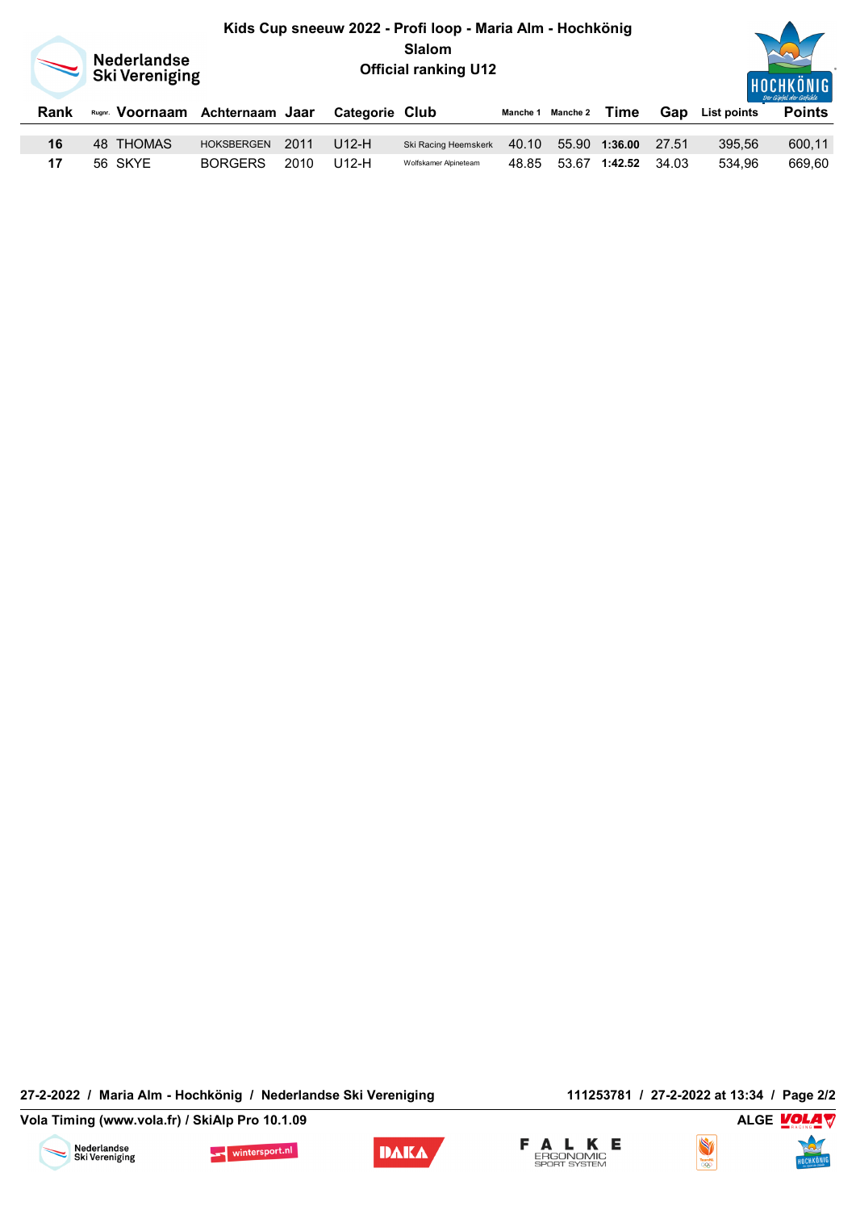# Kids Cup sneeuw 2022 - Profi loop - Maria Alm - Hochkönig

## Slalom

## Official ranking U12

| Rank | Rugnr. | Voornaam | Achternaam | Jaar | Categorie | Club | Manche 1 | Manche 2 | Time | Gap | List points | Points |
|---|---|---|---|---|---|---|---|---|---|---|---|---|
| **16** | 48 | THOMAS | HOKSBERGEN | 2011 | U12-H | Ski Racing Heemskerk | 40.10 | 55.90 | **1:36.00** | 27.51 | 395,56 | 600,11 |
| **17** | 56 | SKYE | BORGERS | 2010 | U12-H | Wolfskamer Alpineteam | 48.85 | 53.67 | **1:42.52** | 34.03 | 534,96 | 669,60 |

27-2-2022 / Maria Alm - Hochkönig / Nederlandse Ski Vereniging

111253781 / 27-2-2022 at 13:34

Vola Timing (www.vola.fr) / SkiAlp Pro 10.1.09

ALGE